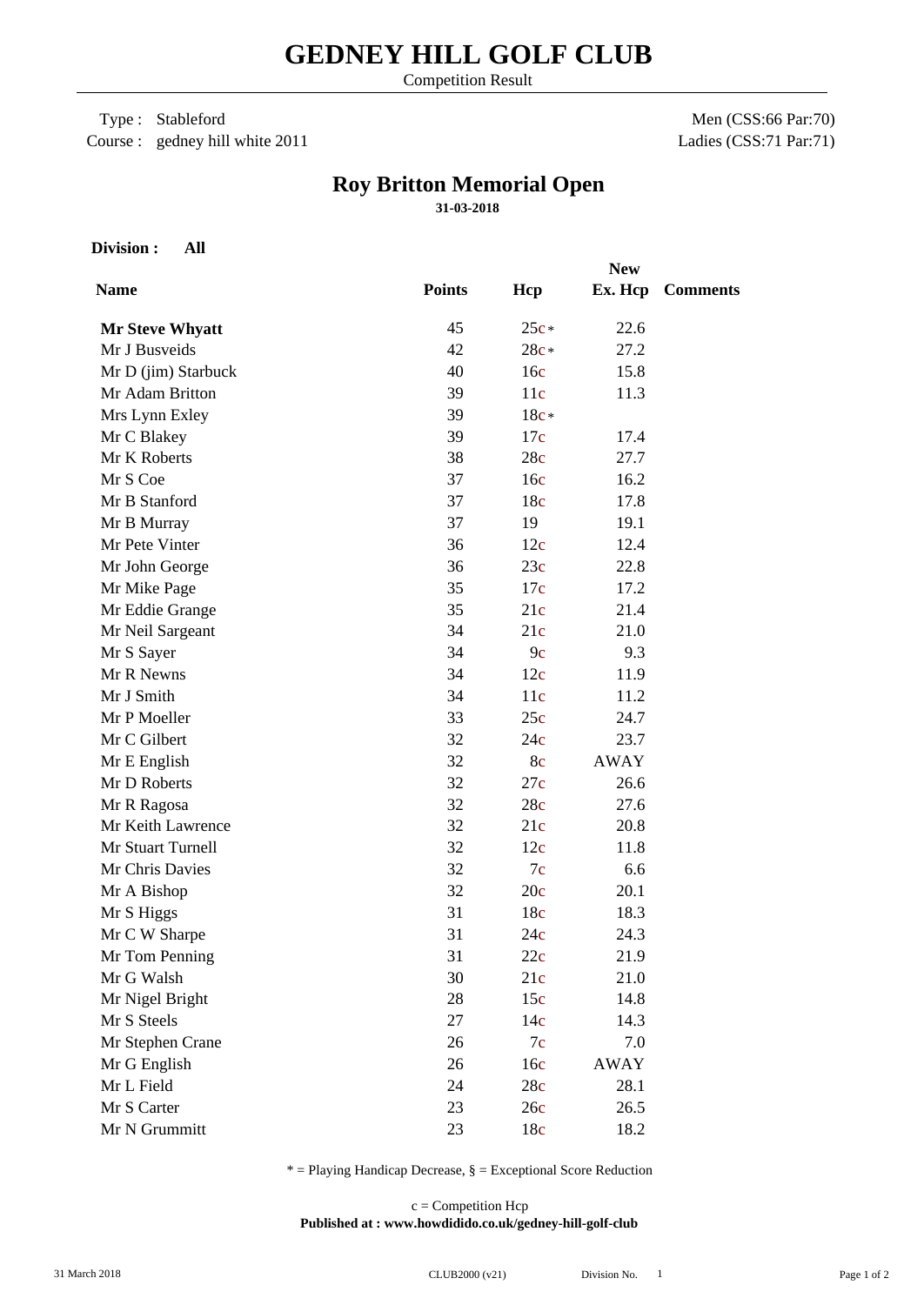# GEDNEY HILL GOLF CLUB

Competition Result

Type : Stableford
Course : gedney hill white 2011

Men (CSS:66 Par:70)
Ladies (CSS:71 Par:71)

## Roy Britton Memorial Open

**31-03-2018**

**Division : All**

| Name | Points | Hcp | New Ex. Hcp | Comments |
|---|---|---|---|---|
| **Mr Steve Whyatt** | 45 | 25c* | 22.6 | |
| Mr J Busveids | 42 | 28c* | 27.2 | |
| Mr D (jim) Starbuck | 40 | 16c | 15.8 | |
| Mr Adam Britton | 39 | 11c | 11.3 | |
| Mrs Lynn Exley | 39 | 18c* | | |
| Mr C Blakey | 39 | 17c | 17.4 | |
| Mr K Roberts | 38 | 28c | 27.7 | |
| Mr S Coe | 37 | 16c | 16.2 | |
| Mr B Stanford | 37 | 18c | 17.8 | |
| Mr B Murray | 37 | 19 | 19.1 | |
| Mr Pete Vinter | 36 | 12c | 12.4 | |
| Mr John George | 36 | 23c | 22.8 | |
| Mr Mike Page | 35 | 17c | 17.2 | |
| Mr Eddie Grange | 35 | 21c | 21.4 | |
| Mr Neil Sargeant | 34 | 21c | 21.0 | |
| Mr S Sayer | 34 | 9c | 9.3 | |
| Mr R Newns | 34 | 12c | 11.9 | |
| Mr J Smith | 34 | 11c | 11.2 | |
| Mr P Moeller | 33 | 25c | 24.7 | |
| Mr C Gilbert | 32 | 24c | 23.7 | |
| Mr E English | 32 | 8c | AWAY | |
| Mr D Roberts | 32 | 27c | 26.6 | |
| Mr R Ragosa | 32 | 28c | 27.6 | |
| Mr Keith Lawrence | 32 | 21c | 20.8 | |
| Mr Stuart Turnell | 32 | 12c | 11.8 | |
| Mr Chris Davies | 32 | 7c | 6.6 | |
| Mr A Bishop | 32 | 20c | 20.1 | |
| Mr S Higgs | 31 | 18c | 18.3 | |
| Mr C W Sharpe | 31 | 24c | 24.3 | |
| Mr Tom Penning | 31 | 22c | 21.9 | |
| Mr G Walsh | 30 | 21c | 21.0 | |
| Mr Nigel Bright | 28 | 15c | 14.8 | |
| Mr S Steels | 27 | 14c | 14.3 | |
| Mr Stephen Crane | 26 | 7c | 7.0 | |
| Mr G English | 26 | 16c | AWAY | |
| Mr L Field | 24 | 28c | 28.1 | |
| Mr S Carter | 23 | 26c | 26.5 | |
| Mr N Grummitt | 23 | 18c | 18.2 | |

* = Playing Handicap Decrease, § = Exceptional Score Reduction

c = Competition Hcp

**Published at : www.howdidido.co.uk/gedney-hill-golf-club**

31 March 2018 CLUB2000 (v21) Division No. 1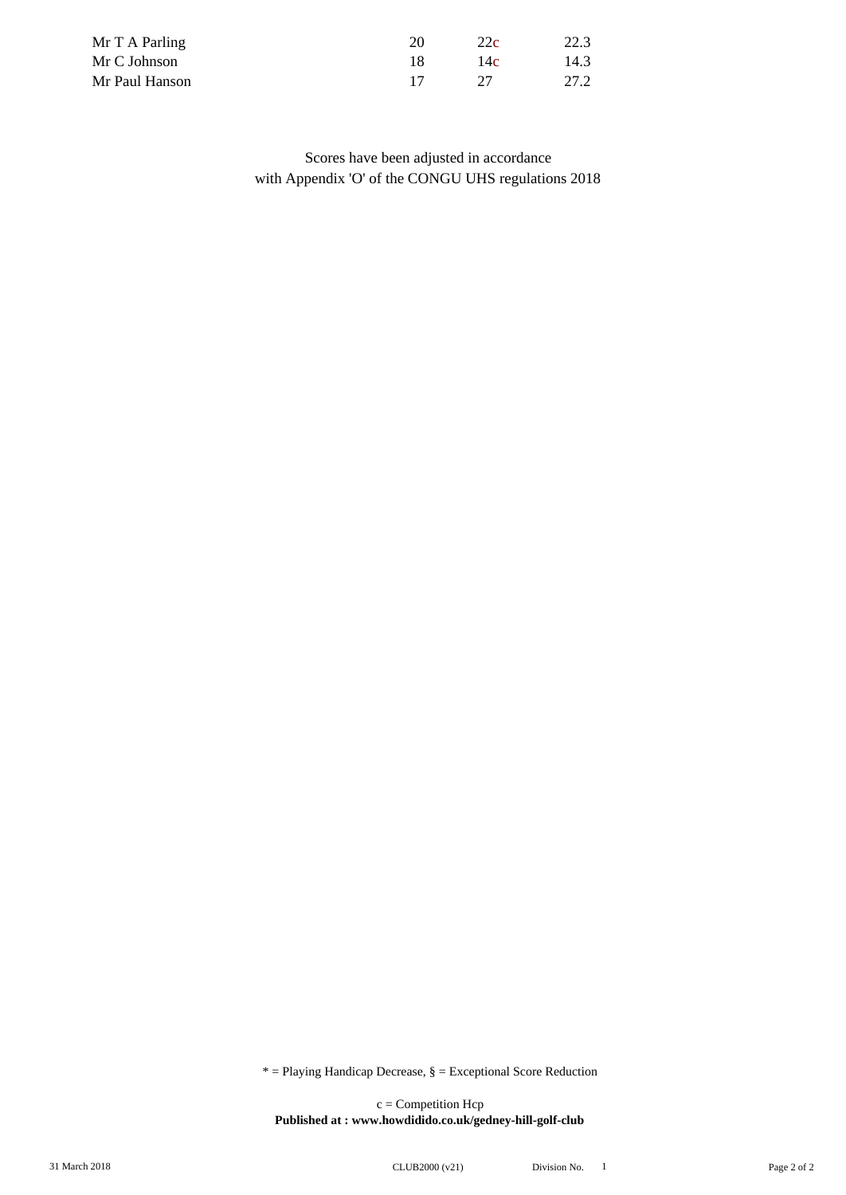| | | | |
|---|---|---|---|
| Mr T A Parling | 20 | 22c | 22.3 |
| Mr C Johnson | 18 | 14c | 14.3 |
| Mr Paul Hanson | 17 | 27 | 27.2 |

Scores have been adjusted in accordance
with Appendix 'O' of the CONGU UHS regulations 2018

* = Playing Handicap Decrease, § = Exceptional Score Reduction

c = Competition Hcp

**Published at : www.howdidido.co.uk/gedney-hill-golf-club**

31 March 2018 CLUB2000 (v21) Division No. 1